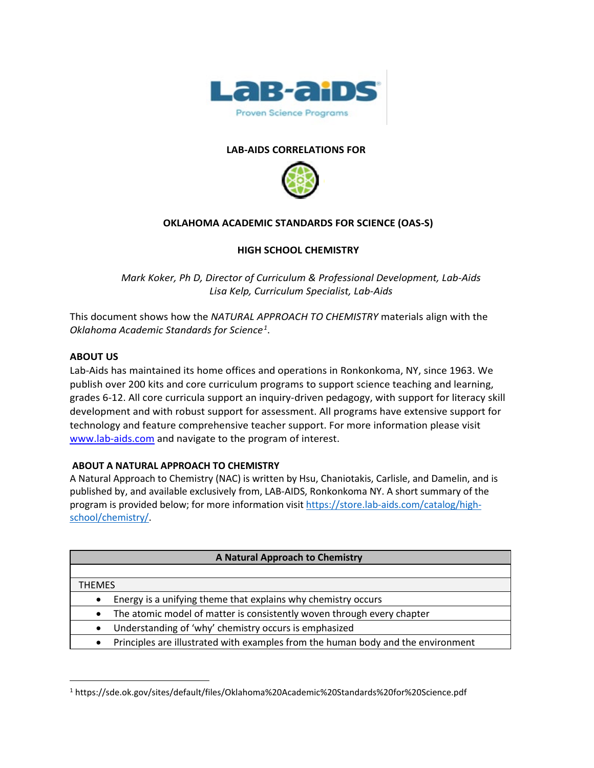**LAB-AIDS CORRELATIONS FOR**

**OKLAHOMA ACADEMIC STANDARDS FOR SCIENCE (OAS-S)**

**HIGH SCHOOL CHEMISTRY**

*Mark Koker, Ph D, Director of Curriculum & Professional Development, Lab-Aids*
*Lisa Kelp, Curriculum Specialist, Lab-Aids*

This document shows how the *NATURAL APPROACH TO CHEMISTRY* materials align with the *Oklahoma Academic Standards for Science*[1].

**ABOUT US**

Lab-Aids has maintained its home offices and operations in Ronkonkoma, NY, since 1963. We publish over 200 kits and core curriculum programs to support science teaching and learning, grades 6-12. All core curricula support an inquiry-driven pedagogy, with support for literacy skill development and with robust support for assessment. All programs have extensive support for technology and feature comprehensive teacher support. For more information please visit www.lab-aids.com and navigate to the program of interest.

**ABOUT A NATURAL APPROACH TO CHEMISTRY**

A Natural Approach to Chemistry (NAC) is written by Hsu, Chaniotakis, Carlisle, and Damelin, and is published by, and available exclusively from, LAB-AIDS, Ronkonkoma NY. A short summary of the program is provided below; for more information visit https://store.lab-aids.com/catalog/high-school/chemistry/.

| A Natural Approach to Chemistry |
|---|
| |
| THEMES |
| • Energy is a unifying theme that explains why chemistry occurs |
| • The atomic model of matter is consistently woven through every chapter |
| • Understanding of 'why' chemistry occurs is emphasized |
| • Principles are illustrated with examples from the human body and the environment |

[1] https://sde.ok.gov/sites/default/files/Oklahoma%20Academic%20Standards%20for%20Science.pdf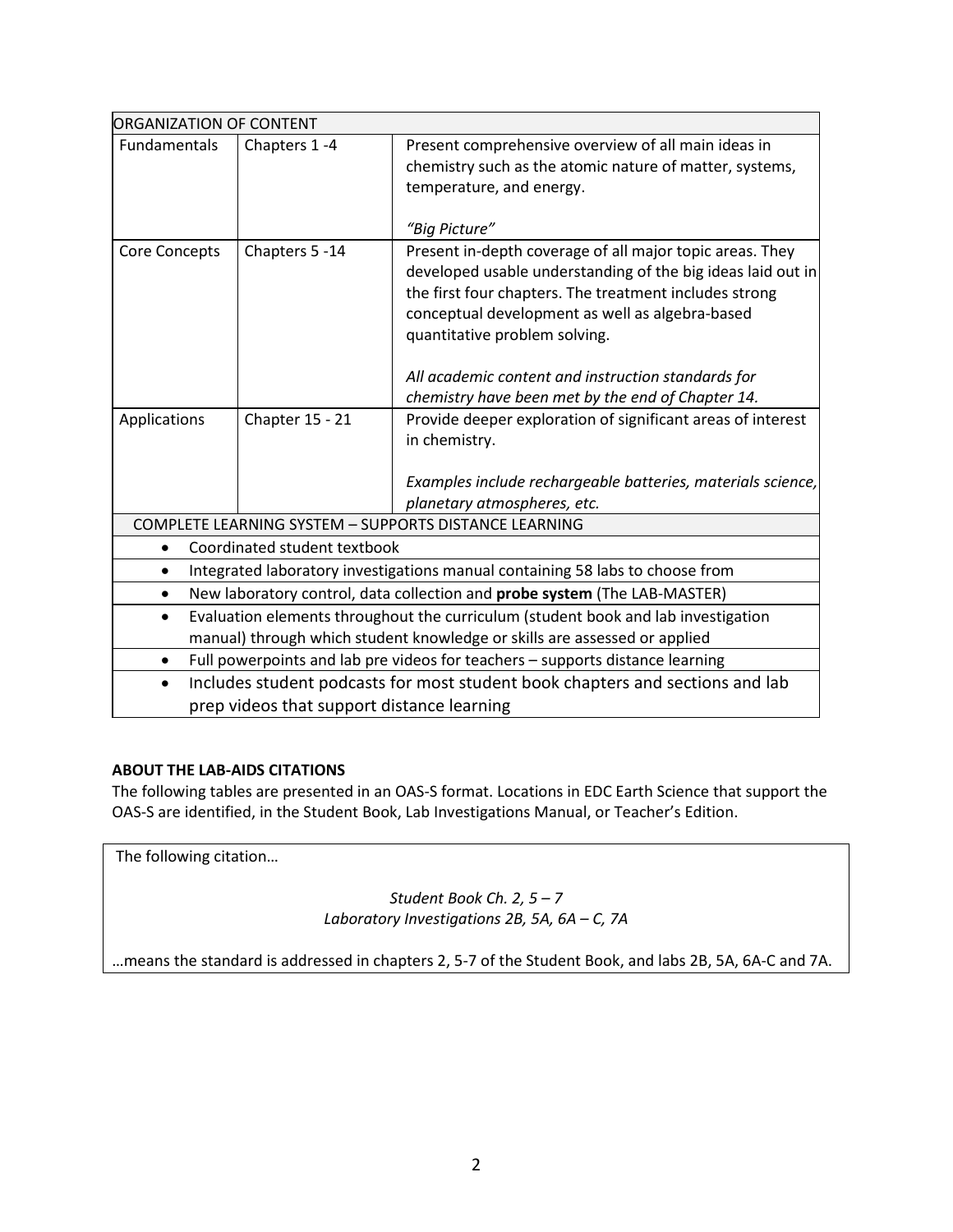| ORGANIZATION OF CONTENT | | |
|---|---|---|
| Fundamentals | Chapters 1 -4 | Present comprehensive overview of all main ideas in chemistry such as the atomic nature of matter, systems, temperature, and energy.<br><br>*"Big Picture"* |
| Core Concepts | Chapters 5 -14 | Present in-depth coverage of all major topic areas. They developed usable understanding of the big ideas laid out in the first four chapters. The treatment includes strong conceptual development as well as algebra-based quantitative problem solving.<br><br>*All academic content and instruction standards for chemistry have been met by the end of Chapter 14.* |
| Applications | Chapter 15 - 21 | Provide deeper exploration of significant areas of interest in chemistry.<br><br>*Examples include rechargeable batteries, materials science, planetary atmospheres, etc.* |

| COMPLETE LEARNING SYSTEM – SUPPORTS DISTANCE LEARNING |
|---|
| • Coordinated student textbook |
| • Integrated laboratory investigations manual containing 58 labs to choose from |
| • New laboratory control, data collection and **probe system** (The LAB-MASTER) |
| • Evaluation elements throughout the curriculum (student book and lab investigation manual) through which student knowledge or skills are assessed or applied |
| • Full powerpoints and lab pre videos for teachers – supports distance learning |
| • Includes student podcasts for most student book chapters and sections and lab prep videos that support distance learning |

**ABOUT THE LAB-AIDS CITATIONS**

The following tables are presented in an OAS-S format. Locations in EDC Earth Science that support the OAS-S are identified, in the Student Book, Lab Investigations Manual, or Teacher's Edition.

The following citation…

*Student Book Ch. 2, 5 – 7*
*Laboratory Investigations 2B, 5A, 6A – C, 7A*

…means the standard is addressed in chapters 2, 5-7 of the Student Book, and labs 2B, 5A, 6A-C and 7A.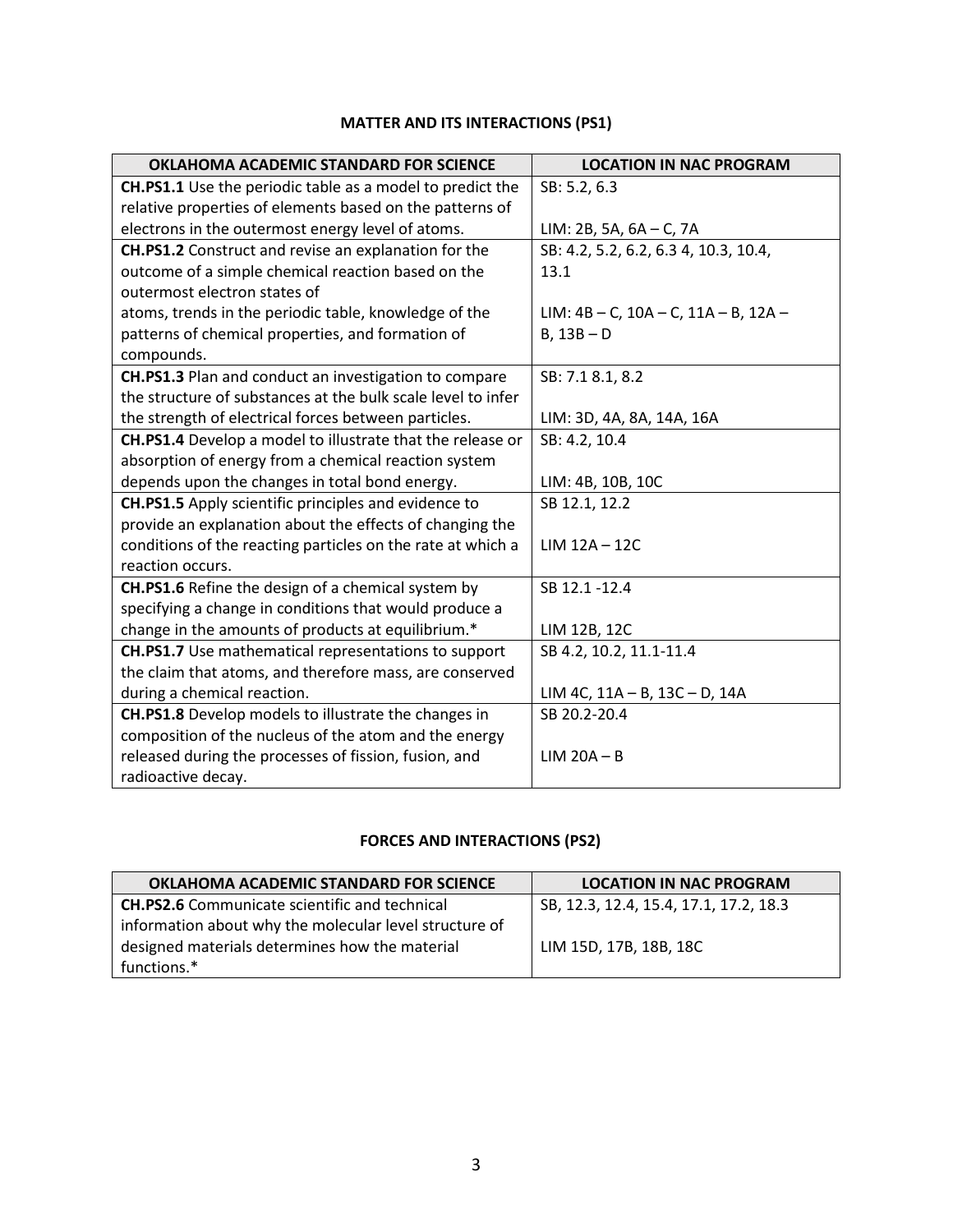## MATTER AND ITS INTERACTIONS (PS1)

| OKLAHOMA ACADEMIC STANDARD FOR SCIENCE | LOCATION IN NAC PROGRAM |
|---|---|
| **CH.PS1.1** Use the periodic table as a model to predict the relative properties of elements based on the patterns of electrons in the outermost energy level of atoms. | SB: 5.2, 6.3<br><br>LIM: 2B, 5A, 6A – C, 7A |
| **CH.PS1.2** Construct and revise an explanation for the outcome of a simple chemical reaction based on the outermost electron states of atoms, trends in the periodic table, knowledge of the patterns of chemical properties, and formation of compounds. | SB: 4.2, 5.2, 6.2, 6.3 4, 10.3, 10.4, 13.1<br><br>LIM: 4B – C, 10A – C, 11A – B, 12A – B, 13B – D |
| **CH.PS1.3** Plan and conduct an investigation to compare the structure of substances at the bulk scale level to infer the strength of electrical forces between particles. | SB: 7.1 8.1, 8.2<br><br>LIM: 3D, 4A, 8A, 14A, 16A |
| **CH.PS1.4** Develop a model to illustrate that the release or absorption of energy from a chemical reaction system depends upon the changes in total bond energy. | SB: 4.2, 10.4<br><br>LIM: 4B, 10B, 10C |
| **CH.PS1.5** Apply scientific principles and evidence to provide an explanation about the effects of changing the conditions of the reacting particles on the rate at which a reaction occurs. | SB 12.1, 12.2<br><br>LIM 12A – 12C |
| **CH.PS1.6** Refine the design of a chemical system by specifying a change in conditions that would produce a change in the amounts of products at equilibrium.* | SB 12.1 -12.4<br><br>LIM 12B, 12C |
| **CH.PS1.7** Use mathematical representations to support the claim that atoms, and therefore mass, are conserved during a chemical reaction. | SB 4.2, 10.2, 11.1-11.4<br><br>LIM 4C, 11A – B, 13C – D, 14A |
| **CH.PS1.8** Develop models to illustrate the changes in composition of the nucleus of the atom and the energy released during the processes of fission, fusion, and radioactive decay. | SB 20.2-20.4<br><br>LIM 20A – B |

## FORCES AND INTERACTIONS (PS2)

| OKLAHOMA ACADEMIC STANDARD FOR SCIENCE | LOCATION IN NAC PROGRAM |
|---|---|
| **CH.PS2.6** Communicate scientific and technical information about why the molecular level structure of designed materials determines how the material functions.* | SB, 12.3, 12.4, 15.4, 17.1, 17.2, 18.3<br><br>LIM 15D, 17B, 18B, 18C |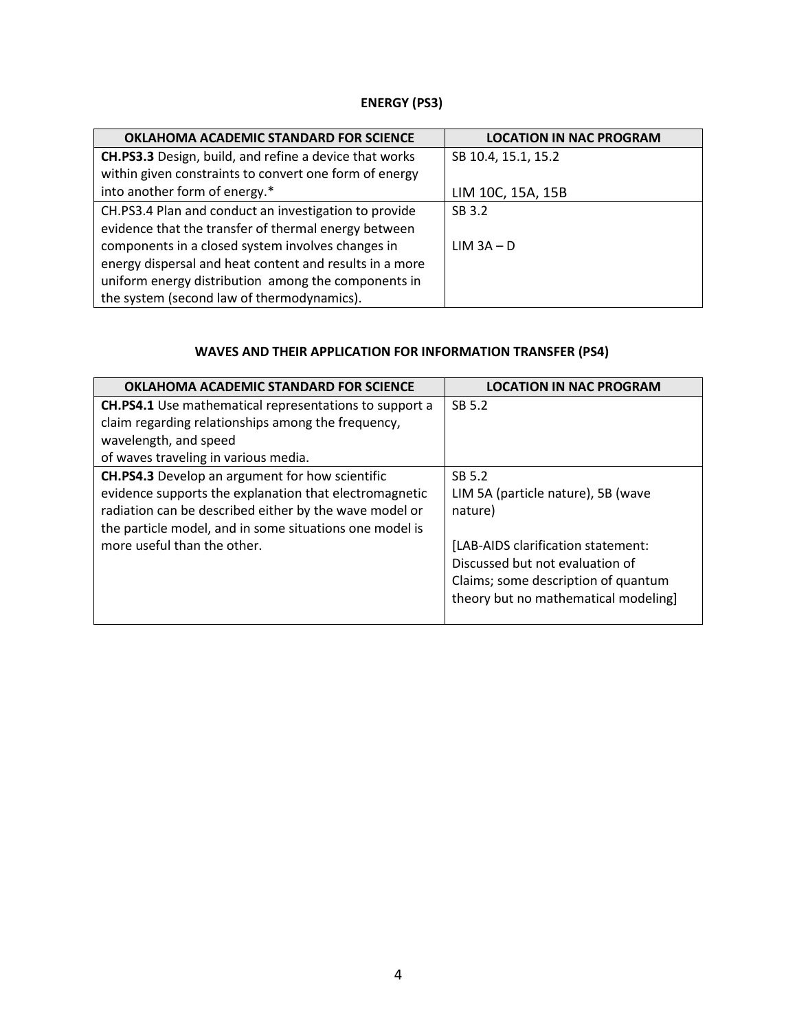## ENERGY (PS3)

| OKLAHOMA ACADEMIC STANDARD FOR SCIENCE | LOCATION IN NAC PROGRAM |
|---|---|
| **CH.PS3.3** Design, build, and refine a device that works within given constraints to convert one form of energy into another form of energy.* | SB 10.4, 15.1, 15.2<br><br>LIM 10C, 15A, 15B |
| CH.PS3.4 Plan and conduct an investigation to provide evidence that the transfer of thermal energy between components in a closed system involves changes in energy dispersal and heat content and results in a more uniform energy distribution among the components in the system (second law of thermodynamics). | SB 3.2<br><br>LIM 3A – D |

## WAVES AND THEIR APPLICATION FOR INFORMATION TRANSFER (PS4)

| OKLAHOMA ACADEMIC STANDARD FOR SCIENCE | LOCATION IN NAC PROGRAM |
|---|---|
| **CH.PS4.1** Use mathematical representations to support a claim regarding relationships among the frequency, wavelength, and speed of waves traveling in various media. | SB 5.2 |
| **CH.PS4.3** Develop an argument for how scientific evidence supports the explanation that electromagnetic radiation can be described either by the wave model or the particle model, and in some situations one model is more useful than the other. | SB 5.2<br>LIM 5A (particle nature), 5B (wave nature)<br><br>[LAB-AIDS clarification statement: Discussed but not evaluation of Claims; some description of quantum theory but no mathematical modeling] |